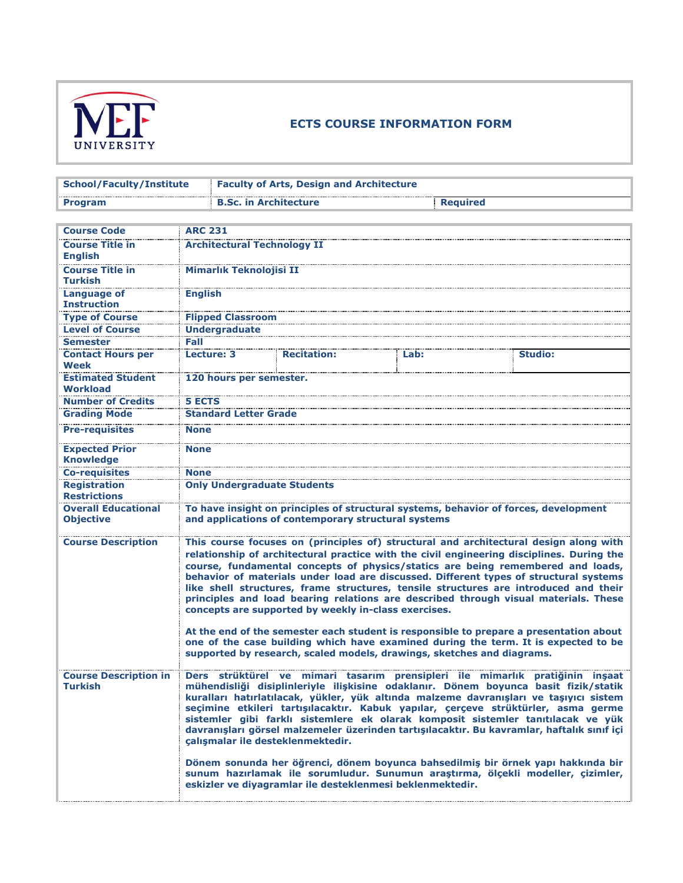## ECTS COURSE INFORMATION FORM

| School/Faculty/Institute | Faculty of Arts, Design and Architecture | |
|---|---|---|
| Program | B.Sc. in Architecture | Required |

| | | | | |
|---|---|---|---|---|
| **Course Code** | ARC 231 | | | |
| **Course Title in English** | Architectural Technology II | | | |
| **Course Title in Turkish** | Mimarlık Teknolojisi II | | | |
| **Language of Instruction** | English | | | |
| **Type of Course** | Flipped Classroom | | | |
| **Level of Course** | Undergraduate | | | |
| **Semester** | Fall | | | |
| **Contact Hours per Week** | Lecture: 3 | Recitation: | Lab: | Studio: |
| **Estimated Student Workload** | 120 hours per semester. | | | |
| **Number of Credits** | 5 ECTS | | | |
| **Grading Mode** | Standard Letter Grade | | | |
| **Pre-requisites** | None | | | |
| **Expected Prior Knowledge** | None | | | |
| **Co-requisites** | None | | | |
| **Registration Restrictions** | Only Undergraduate Students | | | |
| **Overall Educational Objective** | To have insight on principles of structural systems, behavior of forces, development and applications of contemporary structural systems | | | |
| **Course Description** | This course focuses on (principles of) structural and architectural design along with relationship of architectural practice with the civil engineering disciplines. During the course, fundamental concepts of physics/statics are being remembered and loads, behavior of materials under load are discussed. Different types of structural systems like shell structures, frame structures, tensile structures are introduced and their principles and load bearing relations are described through visual materials. These concepts are supported by weekly in-class exercises.<br><br>At the end of the semester each student is responsible to prepare a presentation about one of the case building which have examined during the term. It is expected to be supported by research, scaled models, drawings, sketches and diagrams. | | | |
| **Course Description in Turkish** | Ders strüktürel ve mimari tasarım prensipleri ile mimarlık pratiğinin inşaat mühendisliği disiplinleriyle ilişkisine odaklanır. Dönem boyunca basit fizik/statik kuralları hatırlatılacak, yükler, yük altında malzeme davranışları ve taşıyıcı sistem seçimine etkileri tartışılacaktır. Kabuk yapılar, çerçeve strüktürler, asma germe sistemler gibi farklı sistemlere ek olarak komposit sistemler tanıtılacak ve yük davranışları görsel malzemeler üzerinden tartışılacaktır. Bu kavramlar, haftalık sınıf içi çalışmalar ile desteklenmektedir.<br><br>Dönem sonunda her öğrenci, dönem boyunca bahsedilmiş bir örnek yapı hakkında bir sunum hazırlamak ile sorumludur. Sunumun araştırma, ölçekli modeller, çizimler, eskizler ve diyagramlar ile desteklenmesi beklenmektedir. | | | |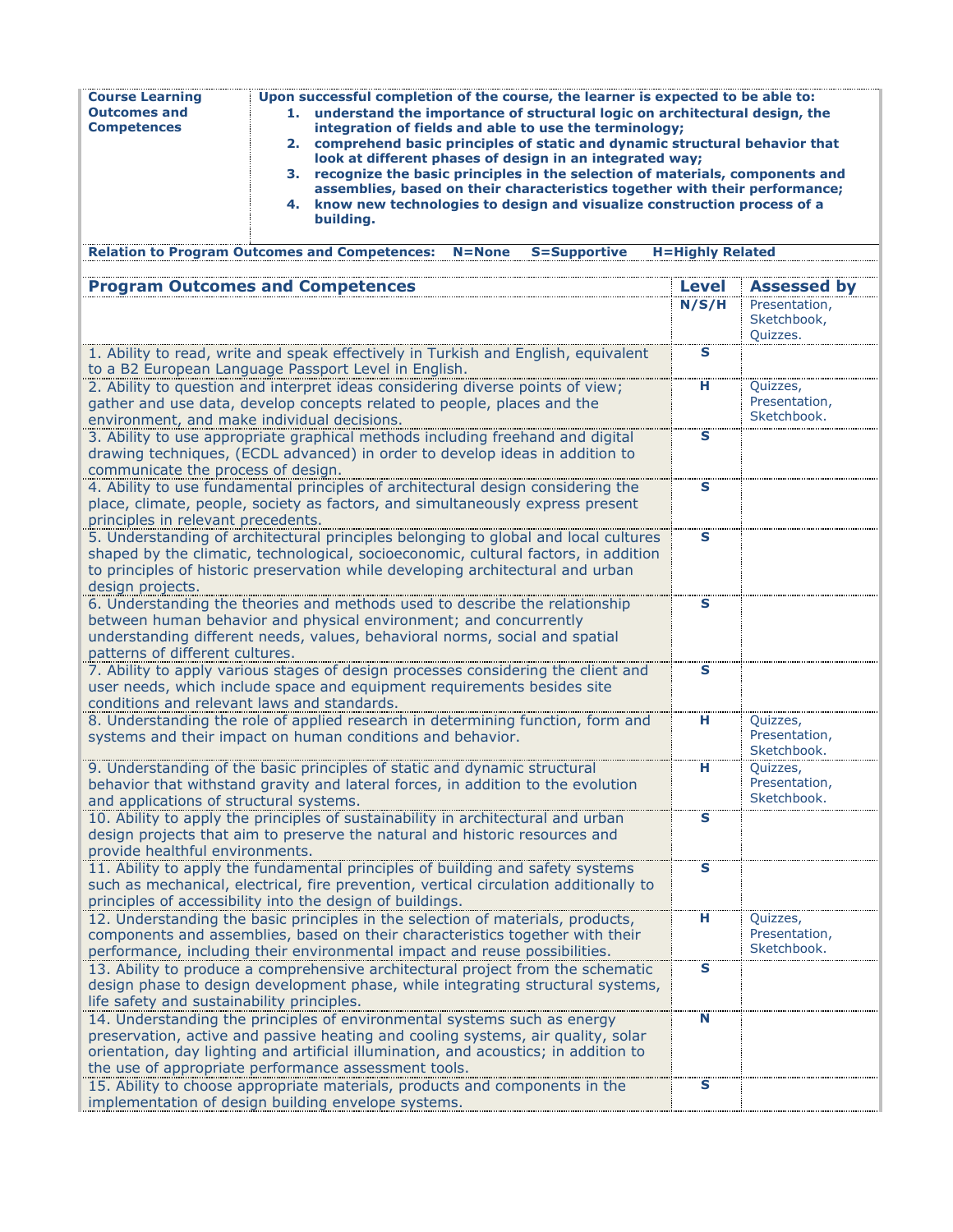| Course Learning Outcomes and Competences | **Upon successful completion of the course, the learner is expected to be able to:** **1. understand the importance of structural logic on architectural design, the integration of fields and able to use the terminology;** **2. comprehend basic principles of static and dynamic structural behavior that look at different phases of design in an integrated way;** **3. recognize the basic principles in the selection of materials, components and assemblies, based on their characteristics together with their performance;** **4. know new technologies to design and visualize construction process of a building.** |
|---|---|

**Relation to Program Outcomes and Competences: N=None S=Supportive H=Highly Related**

| Program Outcomes and Competences | Level | Assessed by |
|---|---|---|
| | N/S/H | Presentation, Sketchbook, Quizzes. |
| 1. Ability to read, write and speak effectively in Turkish and English, equivalent to a B2 European Language Passport Level in English. | S | |
| 2. Ability to question and interpret ideas considering diverse points of view; gather and use data, develop concepts related to people, places and the environment, and make individual decisions. | H | Quizzes, Presentation, Sketchbook. |
| 3. Ability to use appropriate graphical methods including freehand and digital drawing techniques, (ECDL advanced) in order to develop ideas in addition to communicate the process of design. | S | |
| 4. Ability to use fundamental principles of architectural design considering the place, climate, people, society as factors, and simultaneously express present principles in relevant precedents. | S | |
| 5. Understanding of architectural principles belonging to global and local cultures shaped by the climatic, technological, socioeconomic, cultural factors, in addition to principles of historic preservation while developing architectural and urban design projects. | S | |
| 6. Understanding the theories and methods used to describe the relationship between human behavior and physical environment; and concurrently understanding different needs, values, behavioral norms, social and spatial patterns of different cultures. | S | |
| 7. Ability to apply various stages of design processes considering the client and user needs, which include space and equipment requirements besides site conditions and relevant laws and standards. | S | |
| 8. Understanding the role of applied research in determining function, form and systems and their impact on human conditions and behavior. | H | Quizzes, Presentation, Sketchbook. |
| 9. Understanding of the basic principles of static and dynamic structural behavior that withstand gravity and lateral forces, in addition to the evolution and applications of structural systems. | H | Quizzes, Presentation, Sketchbook. |
| 10. Ability to apply the principles of sustainability in architectural and urban design projects that aim to preserve the natural and historic resources and provide healthful environments. | S | |
| 11. Ability to apply the fundamental principles of building and safety systems such as mechanical, electrical, fire prevention, vertical circulation additionally to principles of accessibility into the design of buildings. | S | |
| 12. Understanding the basic principles in the selection of materials, products, components and assemblies, based on their characteristics together with their performance, including their environmental impact and reuse possibilities. | H | Quizzes, Presentation, Sketchbook. |
| 13. Ability to produce a comprehensive architectural project from the schematic design phase to design development phase, while integrating structural systems, life safety and sustainability principles. | S | |
| 14. Understanding the principles of environmental systems such as energy preservation, active and passive heating and cooling systems, air quality, solar orientation, day lighting and artificial illumination, and acoustics; in addition to the use of appropriate performance assessment tools. | N | |
| 15. Ability to choose appropriate materials, products and components in the implementation of design building envelope systems. | S | |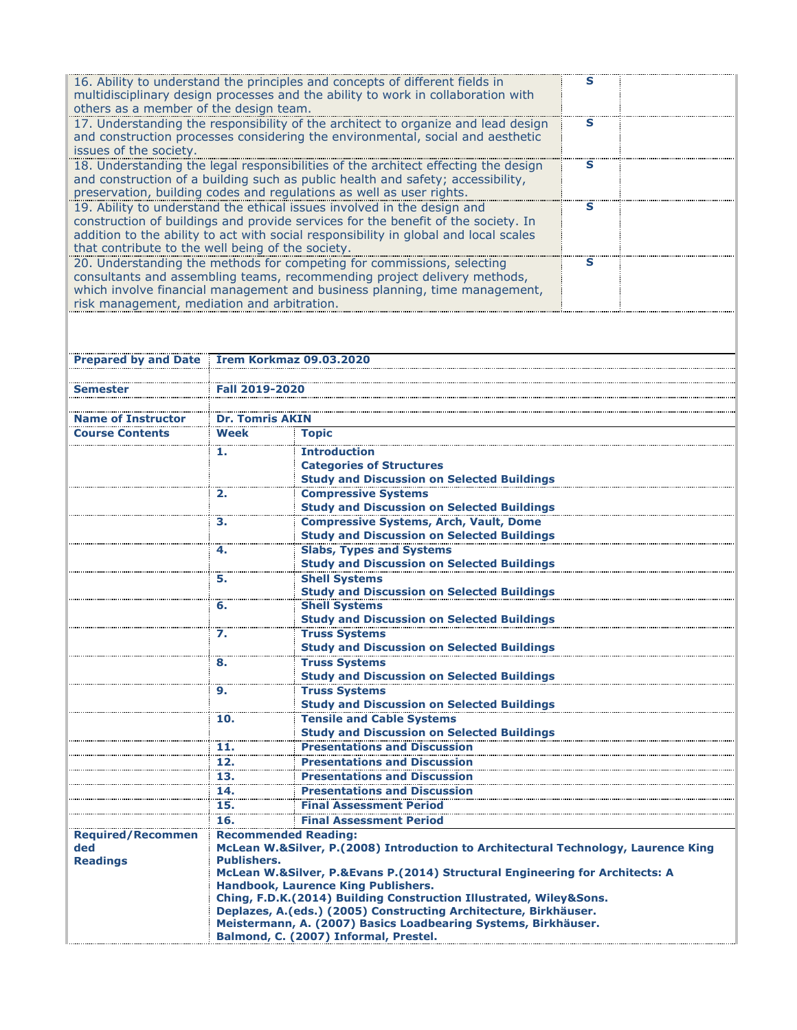| | | |
|---|---|---|
| 16. Ability to understand the principles and concepts of different fields in multidisciplinary design processes and the ability to work in collaboration with others as a member of the design team. | S | |
| 17. Understanding the responsibility of the architect to organize and lead design and construction processes considering the environmental, social and aesthetic issues of the society. | S | |
| 18. Understanding the legal responsibilities of the architect effecting the design and construction of a building such as public health and safety; accessibility, preservation, building codes and regulations as well as user rights. | S | |
| 19. Ability to understand the ethical issues involved in the design and construction of buildings and provide services for the benefit of the society. In addition to the ability to act with social responsibility in global and local scales that contribute to the well being of the society. | S | |
| 20. Understanding the methods for competing for commissions, selecting consultants and assembling teams, recommending project delivery methods, which involve financial management and business planning, time management, risk management, mediation and arbitration. | S | |

| | | |
|---|---|---|
| **Prepared by and Date** | **İrem Korkmaz 09.03.2020** | |
| **Semester** | **Fall 2019-2020** | |
| **Name of Instructor** | **Dr. Tomris AKIN** | |
| **Course Contents** | **Week** | **Topic** |
| | **1.** | **Introduction**<br>**Categories of Structures**<br>**Study and Discussion on Selected Buildings** |
| | **2.** | **Compressive Systems**<br>**Study and Discussion on Selected Buildings** |
| | **3.** | **Compressive Systems, Arch, Vault, Dome**<br>**Study and Discussion on Selected Buildings** |
| | **4.** | **Slabs, Types and Systems**<br>**Study and Discussion on Selected Buildings** |
| | **5.** | **Shell Systems**<br>**Study and Discussion on Selected Buildings** |
| | **6.** | **Shell Systems**<br>**Study and Discussion on Selected Buildings** |
| | **7.** | **Truss Systems**<br>**Study and Discussion on Selected Buildings** |
| | **8.** | **Truss Systems**<br>**Study and Discussion on Selected Buildings** |
| | **9.** | **Truss Systems**<br>**Study and Discussion on Selected Buildings** |
| | **10.** | **Tensile and Cable Systems**<br>**Study and Discussion on Selected Buildings** |
| | **11.** | **Presentations and Discussion** |
| | **12.** | **Presentations and Discussion** |
| | **13.** | **Presentations and Discussion** |
| | **14.** | **Presentations and Discussion** |
| | **15.** | **Final Assessment Period** |
| | **16.** | **Final Assessment Period** |
| **Required/Recommended Readings** | **Recommended Reading:**<br>**McLean W.&Silver, P.(2008) Introduction to Architectural Technology, Laurence King Publishers.**<br>**McLean W.&Silver, P.&Evans P.(2014) Structural Engineering for Architects: A Handbook, Laurence King Publishers.**<br>**Ching, F.D.K.(2014) Building Construction Illustrated, Wiley&Sons.**<br>**Deplazes, A.(eds.) (2005) Constructing Architecture, Birkhäuser.**<br>**Meistermann, A. (2007) Basics Loadbearing Systems, Birkhäuser.**<br>**Balmond, C. (2007) Informal, Prestel.** | |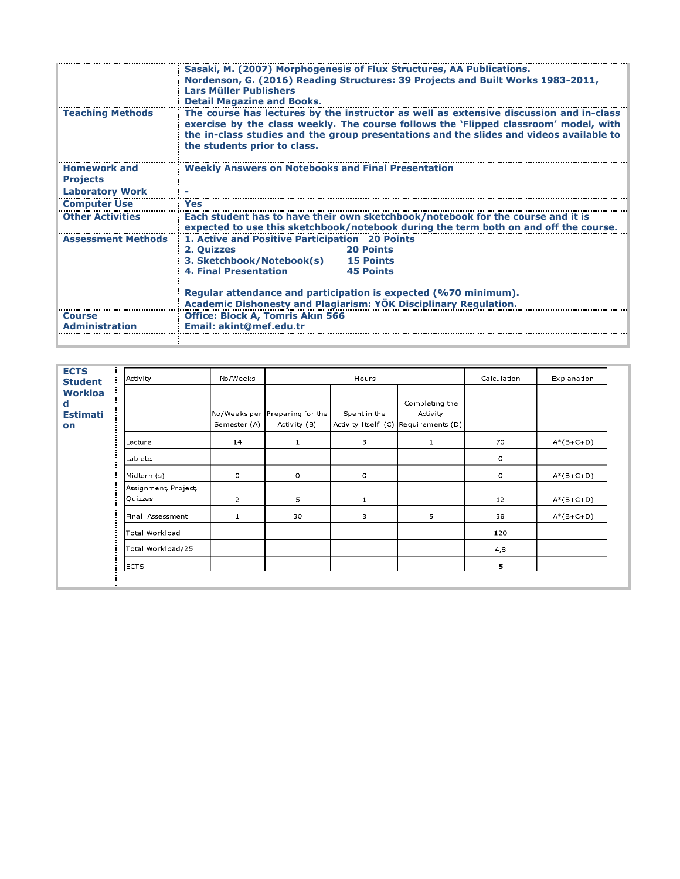| | |
|---|---|
| | Sasaki, M. (2007) Morphogenesis of Flux Structures, AA Publications.<br>Nordenson, G. (2016) Reading Structures: 39 Projects and Built Works 1983-2011, Lars Müller Publishers<br>Detail Magazine and Books. |
| **Teaching Methods** | The course has lectures by the instructor as well as extensive discussion and in-class exercise by the class weekly. The course follows the 'Flipped classroom' model, with the in-class studies and the group presentations and the slides and videos available to the students prior to class. |
| **Homework and Projects** | Weekly Answers on Notebooks and Final Presentation |
| **Laboratory Work** | - |
| **Computer Use** | Yes |
| **Other Activities** | Each student has to have their own sketchbook/notebook for the course and it is expected to use this sketchbook/notebook during the term both on and off the course. |
| **Assessment Methods** | 1. Active and Positive Participation 20 Points<br>2. Quizzes 20 Points<br>3. Sketchbook/Notebook(s) 15 Points<br>4. Final Presentation 45 Points<br><br>Regular attendance and participation is expected (%70 minimum).<br>Academic Dishonesty and Plagiarism: YÖK Disciplinary Regulation. |
| **Course Administration** | Office: Block A, Tomris Akın 566<br>Email: akint@mef.edu.tr |

**ECTS Student Workload Estimation**

| Activity | No/Weeks | Hours | | | Calculation | Explanation |
|---|---|---|---|---|---|---|
| | No/Weeks per Semester (A) | Preparing for the Activity (B) | Spent in the Activity Itself (C) | Completing the Activity Requirements (D) | | |
| Lecture | 14 | 1 | 3 | 1 | 70 | A*(B+C+D) |
| Lab etc. | | | | | 0 | |
| Midterm(s) | 0 | 0 | 0 | | 0 | A*(B+C+D) |
| Assignment, Project, Quizzes | 2 | 5 | 1 | | 12 | A*(B+C+D) |
| Final Assessment | 1 | 30 | 3 | 5 | 38 | A*(B+C+D) |
| Total Workload | | | | | 120 | |
| Total Workload/25 | | | | | 4,8 | |
| ECTS | | | | | 5 | |